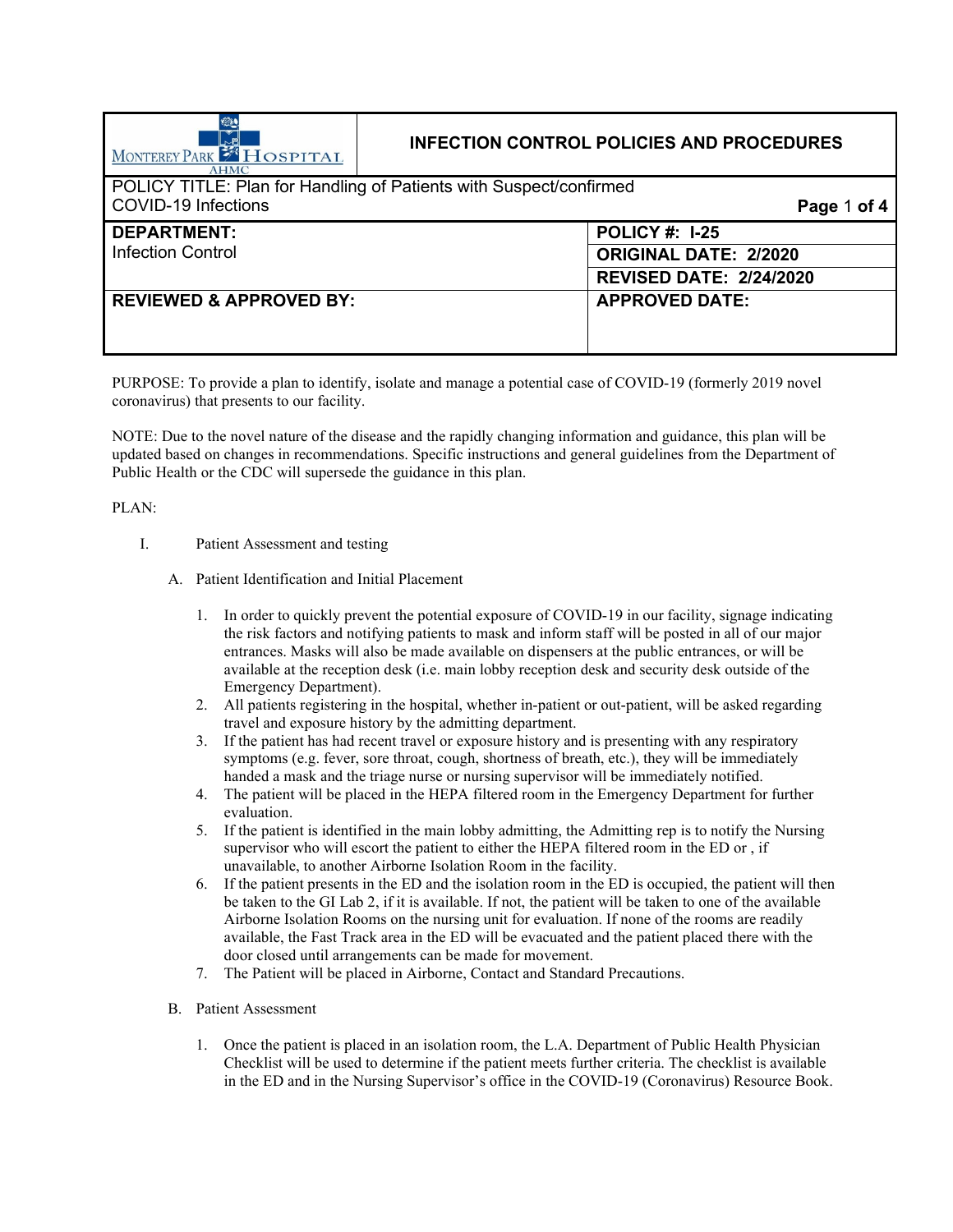| Monterey Park Hospital AHMC | INFECTION CONTROL POLICIES AND PROCEDURES |
|---|---|
| POLICY TITLE: Plan for Handling of Patients with Suspect/confirmed COVID-19 Infections | |
| **DEPARTMENT:** Infection Control | **POLICY #: I-25** |
| | **ORIGINAL DATE: 2/2020** |
| | **REVISED DATE: 2/24/2020** |
| **REVIEWED & APPROVED BY:** | **APPROVED DATE:** |

PURPOSE: To provide a plan to identify, isolate and manage a potential case of COVID-19 (formerly 2019 novel coronavirus) that presents to our facility.

NOTE: Due to the novel nature of the disease and the rapidly changing information and guidance, this plan will be updated based on changes in recommendations. Specific instructions and general guidelines from the Department of Public Health or the CDC will supersede the guidance in this plan.

PLAN:

I. Patient Assessment and testing

A. Patient Identification and Initial Placement

1. In order to quickly prevent the potential exposure of COVID-19 in our facility, signage indicating the risk factors and notifying patients to mask and inform staff will be posted in all of our major entrances. Masks will also be made available on dispensers at the public entrances, or will be available at the reception desk (i.e. main lobby reception desk and security desk outside of the Emergency Department).
2. All patients registering in the hospital, whether in-patient or out-patient, will be asked regarding travel and exposure history by the admitting department.
3. If the patient has had recent travel or exposure history and is presenting with any respiratory symptoms (e.g. fever, sore throat, cough, shortness of breath, etc.), they will be immediately handed a mask and the triage nurse or nursing supervisor will be immediately notified.
4. The patient will be placed in the HEPA filtered room in the Emergency Department for further evaluation.
5. If the patient is identified in the main lobby admitting, the Admitting rep is to notify the Nursing supervisor who will escort the patient to either the HEPA filtered room in the ED or , if unavailable, to another Airborne Isolation Room in the facility.
6. If the patient presents in the ED and the isolation room in the ED is occupied, the patient will then be taken to the GI Lab 2, if it is available. If not, the patient will be taken to one of the available Airborne Isolation Rooms on the nursing unit for evaluation. If none of the rooms are readily available, the Fast Track area in the ED will be evacuated and the patient placed there with the door closed until arrangements can be made for movement.
7. The Patient will be placed in Airborne, Contact and Standard Precautions.

B. Patient Assessment

1. Once the patient is placed in an isolation room, the L.A. Department of Public Health Physician Checklist will be used to determine if the patient meets further criteria. The checklist is available in the ED and in the Nursing Supervisor's office in the COVID-19 (Coronavirus) Resource Book.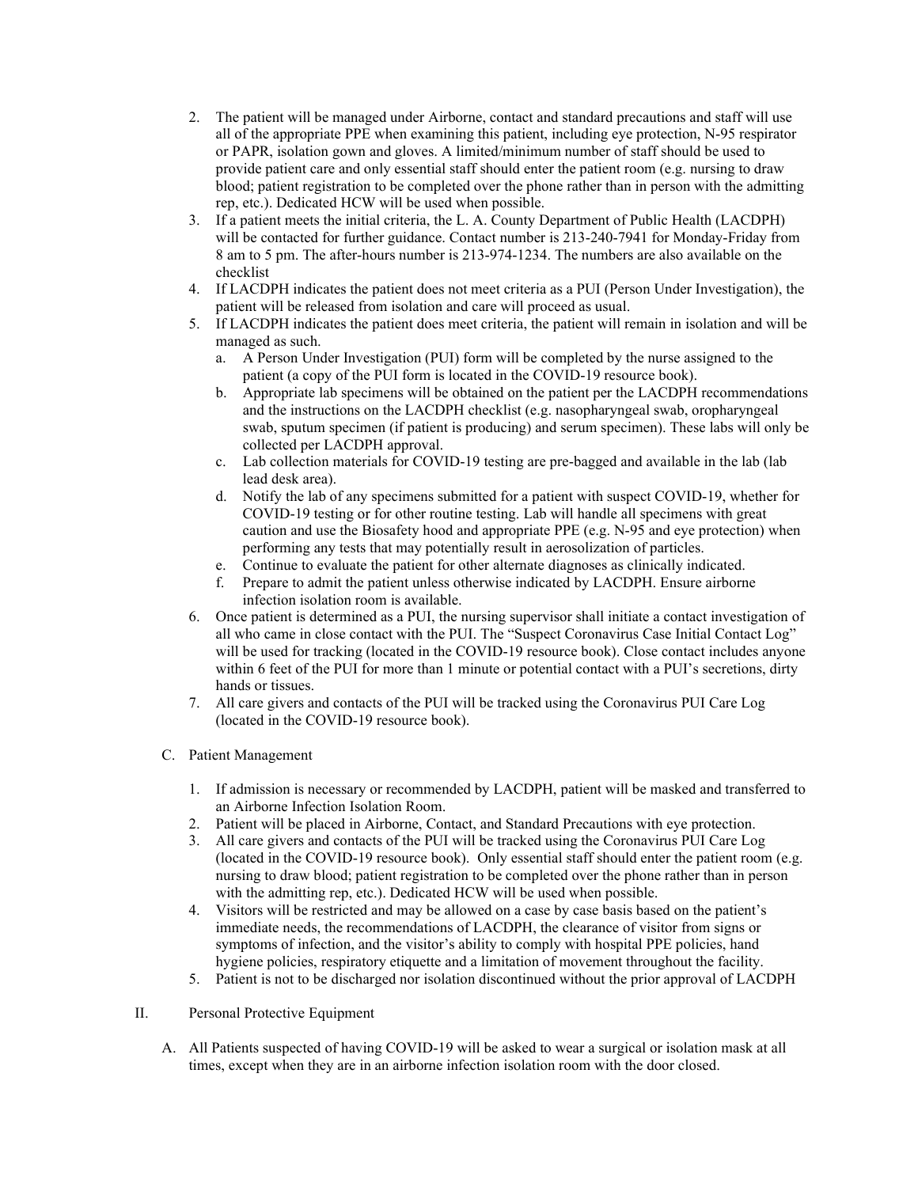2. The patient will be managed under Airborne, contact and standard precautions and staff will use all of the appropriate PPE when examining this patient, including eye protection, N-95 respirator or PAPR, isolation gown and gloves. A limited/minimum number of staff should be used to provide patient care and only essential staff should enter the patient room (e.g. nursing to draw blood; patient registration to be completed over the phone rather than in person with the admitting rep, etc.). Dedicated HCW will be used when possible.
3. If a patient meets the initial criteria, the L. A. County Department of Public Health (LACDPH) will be contacted for further guidance. Contact number is 213-240-7941 for Monday-Friday from 8 am to 5 pm. The after-hours number is 213-974-1234. The numbers are also available on the checklist
4. If LACDPH indicates the patient does not meet criteria as a PUI (Person Under Investigation), the patient will be released from isolation and care will proceed as usual.
5. If LACDPH indicates the patient does meet criteria, the patient will remain in isolation and will be managed as such.
   a. A Person Under Investigation (PUI) form will be completed by the nurse assigned to the patient (a copy of the PUI form is located in the COVID-19 resource book).
   b. Appropriate lab specimens will be obtained on the patient per the LACDPH recommendations and the instructions on the LACDPH checklist (e.g. nasopharyngeal swab, oropharyngeal swab, sputum specimen (if patient is producing) and serum specimen). These labs will only be collected per LACDPH approval.
   c. Lab collection materials for COVID-19 testing are pre-bagged and available in the lab (lab lead desk area).
   d. Notify the lab of any specimens submitted for a patient with suspect COVID-19, whether for COVID-19 testing or for other routine testing. Lab will handle all specimens with great caution and use the Biosafety hood and appropriate PPE (e.g. N-95 and eye protection) when performing any tests that may potentially result in aerosolization of particles.
   e. Continue to evaluate the patient for other alternate diagnoses as clinically indicated.
   f. Prepare to admit the patient unless otherwise indicated by LACDPH. Ensure airborne infection isolation room is available.
6. Once patient is determined as a PUI, the nursing supervisor shall initiate a contact investigation of all who came in close contact with the PUI. The "Suspect Coronavirus Case Initial Contact Log" will be used for tracking (located in the COVID-19 resource book). Close contact includes anyone within 6 feet of the PUI for more than 1 minute or potential contact with a PUI's secretions, dirty hands or tissues.
7. All care givers and contacts of the PUI will be tracked using the Coronavirus PUI Care Log (located in the COVID-19 resource book).

C. Patient Management

1. If admission is necessary or recommended by LACDPH, patient will be masked and transferred to an Airborne Infection Isolation Room.
2. Patient will be placed in Airborne, Contact, and Standard Precautions with eye protection.
3. All care givers and contacts of the PUI will be tracked using the Coronavirus PUI Care Log (located in the COVID-19 resource book). Only essential staff should enter the patient room (e.g. nursing to draw blood; patient registration to be completed over the phone rather than in person with the admitting rep, etc.). Dedicated HCW will be used when possible.
4. Visitors will be restricted and may be allowed on a case by case basis based on the patient's immediate needs, the recommendations of LACDPH, the clearance of visitor from signs or symptoms of infection, and the visitor's ability to comply with hospital PPE policies, hand hygiene policies, respiratory etiquette and a limitation of movement throughout the facility.
5. Patient is not to be discharged nor isolation discontinued without the prior approval of LACDPH

II. Personal Protective Equipment

A. All Patients suspected of having COVID-19 will be asked to wear a surgical or isolation mask at all times, except when they are in an airborne infection isolation room with the door closed.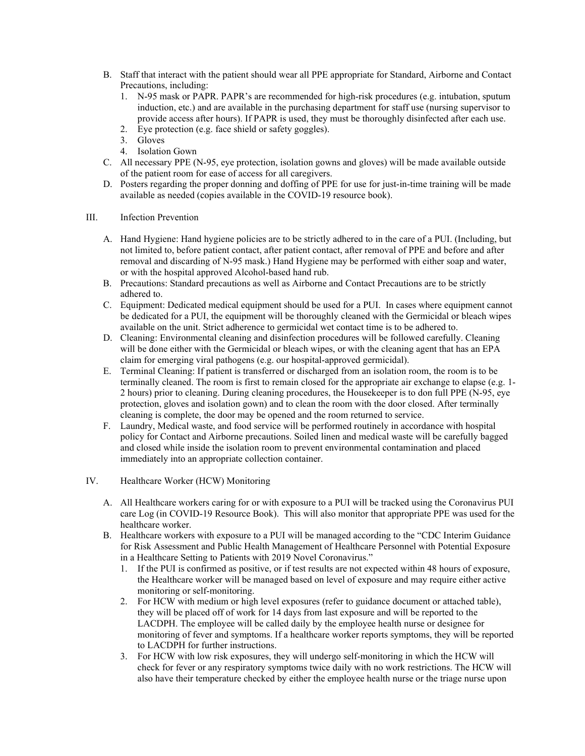B. Staff that interact with the patient should wear all PPE appropriate for Standard, Airborne and Contact Precautions, including:
   1. N-95 mask or PAPR. PAPR's are recommended for high-risk procedures (e.g. intubation, sputum induction, etc.) and are available in the purchasing department for staff use (nursing supervisor to provide access after hours). If PAPR is used, they must be thoroughly disinfected after each use.
   2. Eye protection (e.g. face shield or safety goggles).
   3. Gloves
   4. Isolation Gown
C. All necessary PPE (N-95, eye protection, isolation gowns and gloves) will be made available outside of the patient room for ease of access for all caregivers.
D. Posters regarding the proper donning and doffing of PPE for use for just-in-time training will be made available as needed (copies available in the COVID-19 resource book).

## III. Infection Prevention

A. Hand Hygiene: Hand hygiene policies are to be strictly adhered to in the care of a PUI. (Including, but not limited to, before patient contact, after patient contact, after removal of PPE and before and after removal and discarding of N-95 mask.) Hand Hygiene may be performed with either soap and water, or with the hospital approved Alcohol-based hand rub.
B. Precautions: Standard precautions as well as Airborne and Contact Precautions are to be strictly adhered to.
C. Equipment: Dedicated medical equipment should be used for a PUI. In cases where equipment cannot be dedicated for a PUI, the equipment will be thoroughly cleaned with the Germicidal or bleach wipes available on the unit. Strict adherence to germicidal wet contact time is to be adhered to.
D. Cleaning: Environmental cleaning and disinfection procedures will be followed carefully. Cleaning will be done either with the Germicidal or bleach wipes, or with the cleaning agent that has an EPA claim for emerging viral pathogens (e.g. our hospital-approved germicidal).
E. Terminal Cleaning: If patient is transferred or discharged from an isolation room, the room is to be terminally cleaned. The room is first to remain closed for the appropriate air exchange to elapse (e.g. 1-2 hours) prior to cleaning. During cleaning procedures, the Housekeeper is to don full PPE (N-95, eye protection, gloves and isolation gown) and to clean the room with the door closed. After terminally cleaning is complete, the door may be opened and the room returned to service.
F. Laundry, Medical waste, and food service will be performed routinely in accordance with hospital policy for Contact and Airborne precautions. Soiled linen and medical waste will be carefully bagged and closed while inside the isolation room to prevent environmental contamination and placed immediately into an appropriate collection container.

## IV. Healthcare Worker (HCW) Monitoring

A. All Healthcare workers caring for or with exposure to a PUI will be tracked using the Coronavirus PUI care Log (in COVID-19 Resource Book). This will also monitor that appropriate PPE was used for the healthcare worker.
B. Healthcare workers with exposure to a PUI will be managed according to the "CDC Interim Guidance for Risk Assessment and Public Health Management of Healthcare Personnel with Potential Exposure in a Healthcare Setting to Patients with 2019 Novel Coronavirus."
   1. If the PUI is confirmed as positive, or if test results are not expected within 48 hours of exposure, the Healthcare worker will be managed based on level of exposure and may require either active monitoring or self-monitoring.
   2. For HCW with medium or high level exposures (refer to guidance document or attached table), they will be placed off of work for 14 days from last exposure and will be reported to the LACDPH. The employee will be called daily by the employee health nurse or designee for monitoring of fever and symptoms. If a healthcare worker reports symptoms, they will be reported to LACDPH for further instructions.
   3. For HCW with low risk exposures, they will undergo self-monitoring in which the HCW will check for fever or any respiratory symptoms twice daily with no work restrictions. The HCW will also have their temperature checked by either the employee health nurse or the triage nurse upon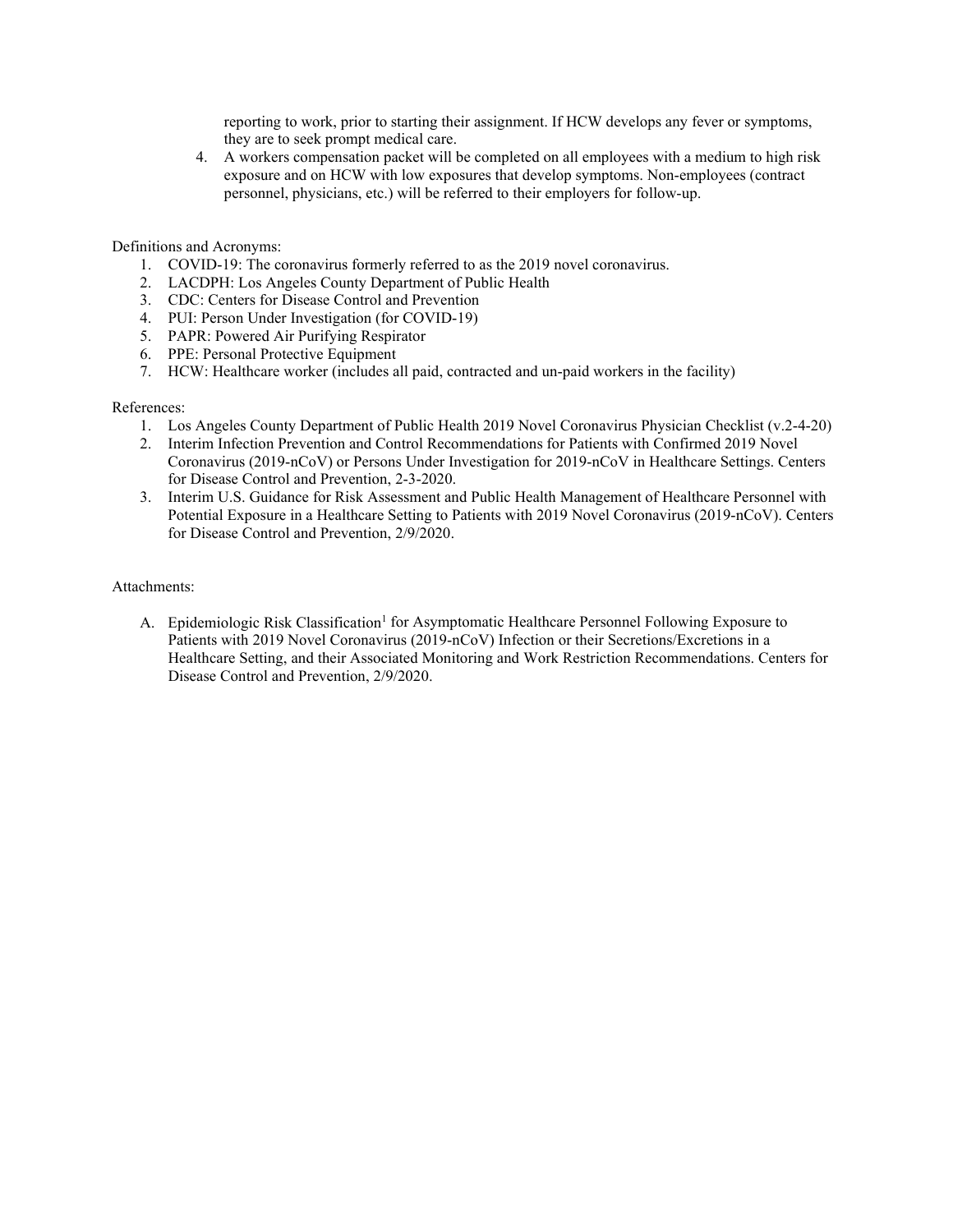reporting to work, prior to starting their assignment. If HCW develops any fever or symptoms, they are to seek prompt medical care.

4. A workers compensation packet will be completed on all employees with a medium to high risk exposure and on HCW with low exposures that develop symptoms. Non-employees (contract personnel, physicians, etc.) will be referred to their employers for follow-up.

Definitions and Acronyms:

1. COVID-19: The coronavirus formerly referred to as the 2019 novel coronavirus.
2. LACDPH: Los Angeles County Department of Public Health
3. CDC: Centers for Disease Control and Prevention
4. PUI: Person Under Investigation (for COVID-19)
5. PAPR: Powered Air Purifying Respirator
6. PPE: Personal Protective Equipment
7. HCW: Healthcare worker (includes all paid, contracted and un-paid workers in the facility)

References:

1. Los Angeles County Department of Public Health 2019 Novel Coronavirus Physician Checklist (v.2-4-20)
2. Interim Infection Prevention and Control Recommendations for Patients with Confirmed 2019 Novel Coronavirus (2019-nCoV) or Persons Under Investigation for 2019-nCoV in Healthcare Settings. Centers for Disease Control and Prevention, 2-3-2020.
3. Interim U.S. Guidance for Risk Assessment and Public Health Management of Healthcare Personnel with Potential Exposure in a Healthcare Setting to Patients with 2019 Novel Coronavirus (2019-nCoV). Centers for Disease Control and Prevention, 2/9/2020.

Attachments:

A. Epidemiologic Risk Classification[1] for Asymptomatic Healthcare Personnel Following Exposure to Patients with 2019 Novel Coronavirus (2019-nCoV) Infection or their Secretions/Excretions in a Healthcare Setting, and their Associated Monitoring and Work Restriction Recommendations. Centers for Disease Control and Prevention, 2/9/2020.